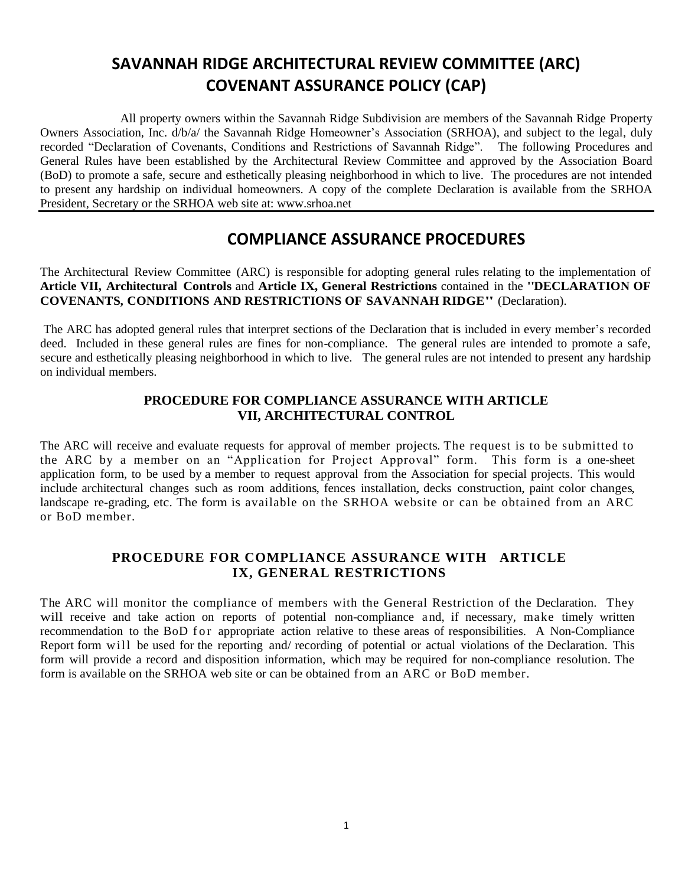# SAVANNAH RIDGE ARCHITECTURAL REVIEW COMMITTEE (ARC) COVENANT ASSURANCE POLICY (CAP)

All property owners within the Savannah Ridge Subdivision are members of the Savannah Ridge Property Owners Association, Inc. d/b/a/ the Savannah Ridge Homeowner's Association (SRHOA), and subject to the legal, duly recorded "Declaration of Covenants, Conditions and Restrictions of Savannah Ridge". The following Procedures and General Rules have been established by the Architectural Review Committee and approved by the Association Board (BoD) to promote a safe, secure and esthetically pleasing neighborhood in which to live. The procedures are not intended to present any hardship on individual homeowners. A copy of the complete Declaration is available from the SRHOA President, Secretary or the SRHOA web site at: www.srhoa.net

## COMPLIANCE ASSURANCE PROCEDURES

The Architectural Review Committee (ARC) is responsible for adopting general rules relating to the implementation of **Article VII, Architectural Controls** and **Article IX, General Restrictions** contained in the **"DECLARATION OF COVENANTS, CONDITIONS AND RESTRICTIONS OF SAVANNAH RIDGE"** (Declaration).

The ARC has adopted general rules that interpret sections of the Declaration that is included in every member's recorded deed. Included in these general rules are fines for non-compliance. The general rules are intended to promote a safe, secure and esthetically pleasing neighborhood in which to live. The general rules are not intended to present any hardship on individual members.

### PROCEDURE FOR COMPLIANCE ASSURANCE WITH ARTICLE VII, ARCHITECTURAL CONTROL

The ARC will receive and evaluate requests for approval of member projects. The request is to be submitted to the ARC by a member on an "Application for Project Approval" form. This form is a one-sheet application form, to be used by a member to request approval from the Association for special projects. This would include architectural changes such as room additions, fences installation, decks construction, paint color changes, landscape re-grading, etc. The form is available on the SRHOA website or can be obtained from an ARC or BoD member.

### PROCEDURE FOR COMPLIANCE ASSURANCE WITH ARTICLE IX, GENERAL RESTRICTIONS

The ARC will monitor the compliance of members with the General Restriction of the Declaration. They will receive and take action on reports of potential non-compliance and, if necessary, make timely written recommendation to the BoD for appropriate action relative to these areas of responsibilities. A Non-Compliance Report form will be used for the reporting and/ recording of potential or actual violations of the Declaration. This form will provide a record and disposition information, which may be required for non-compliance resolution. The form is available on the SRHOA web site or can be obtained from an ARC or BoD member.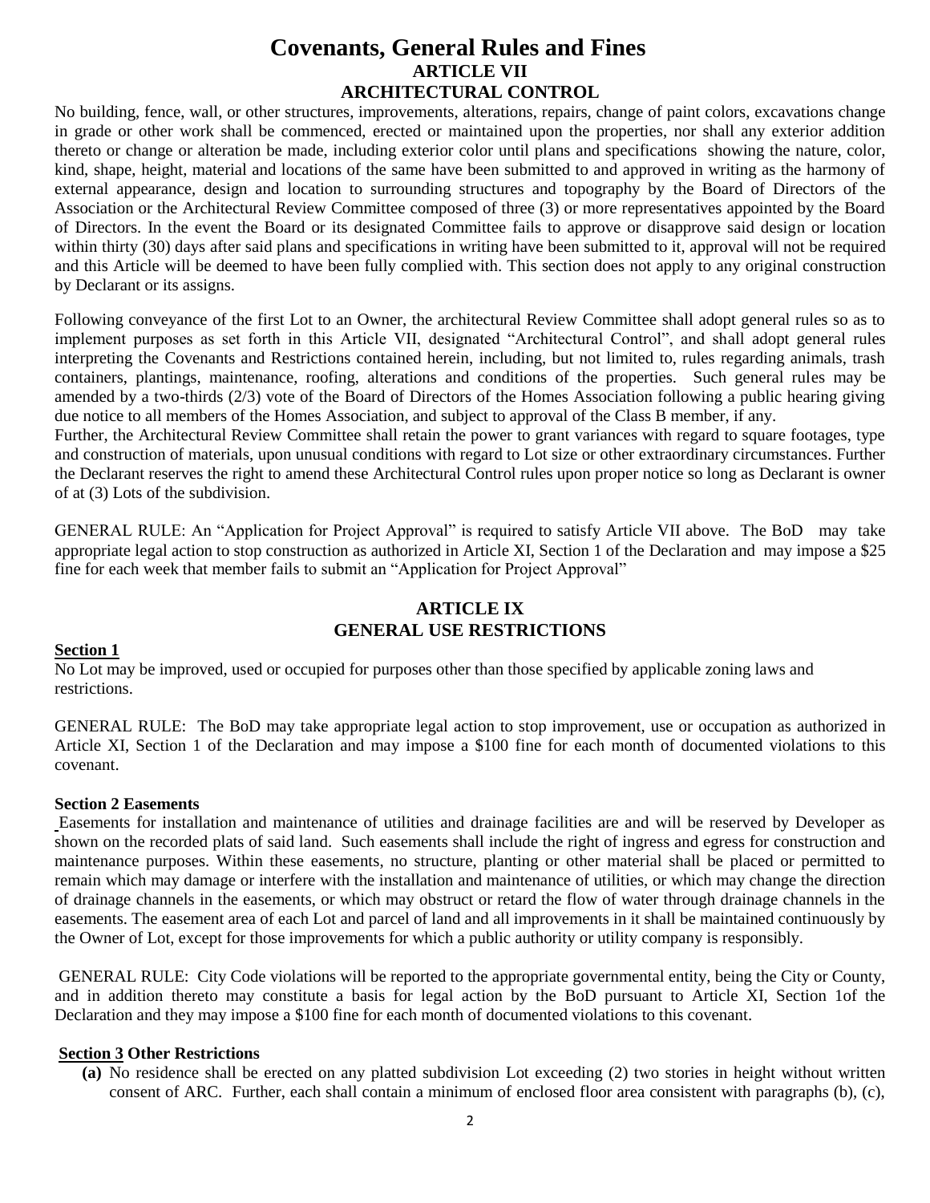# Covenants, General Rules and Fines

## ARTICLE VII
## ARCHITECTURAL CONTROL

No building, fence, wall, or other structures, improvements, alterations, repairs, change of paint colors, excavations change in grade or other work shall be commenced, erected or maintained upon the properties, nor shall any exterior addition thereto or change or alteration be made, including exterior color until plans and specifications showing the nature, color, kind, shape, height, material and locations of the same have been submitted to and approved in writing as the harmony of external appearance, design and location to surrounding structures and topography by the Board of Directors of the Association or the Architectural Review Committee composed of three (3) or more representatives appointed by the Board of Directors. In the event the Board or its designated Committee fails to approve or disapprove said design or location within thirty (30) days after said plans and specifications in writing have been submitted to it, approval will not be required and this Article will be deemed to have been fully complied with. This section does not apply to any original construction by Declarant or its assigns.

Following conveyance of the first Lot to an Owner, the architectural Review Committee shall adopt general rules so as to implement purposes as set forth in this Article VII, designated "Architectural Control", and shall adopt general rules interpreting the Covenants and Restrictions contained herein, including, but not limited to, rules regarding animals, trash containers, plantings, maintenance, roofing, alterations and conditions of the properties. Such general rules may be amended by a two-thirds (2/3) vote of the Board of Directors of the Homes Association following a public hearing giving due notice to all members of the Homes Association, and subject to approval of the Class B member, if any.

Further, the Architectural Review Committee shall retain the power to grant variances with regard to square footages, type and construction of materials, upon unusual conditions with regard to Lot size or other extraordinary circumstances. Further the Declarant reserves the right to amend these Architectural Control rules upon proper notice so long as Declarant is owner of at (3) Lots of the subdivision.

GENERAL RULE: An "Application for Project Approval" is required to satisfy Article VII above. The BoD may take appropriate legal action to stop construction as authorized in Article XI, Section 1 of the Declaration and may impose a $25 fine for each week that member fails to submit an "Application for Project Approval"

## ARTICLE IX
## GENERAL USE RESTRICTIONS

**Section 1**

No Lot may be improved, used or occupied for purposes other than those specified by applicable zoning laws and restrictions.

GENERAL RULE: The BoD may take appropriate legal action to stop improvement, use or occupation as authorized in Article XI, Section 1 of the Declaration and may impose a $100 fine for each month of documented violations to this covenant.

**Section 2 Easements**

Easements for installation and maintenance of utilities and drainage facilities are and will be reserved by Developer as shown on the recorded plats of said land. Such easements shall include the right of ingress and egress for construction and maintenance purposes. Within these easements, no structure, planting or other material shall be placed or permitted to remain which may damage or interfere with the installation and maintenance of utilities, or which may change the direction of drainage channels in the easements, or which may obstruct or retard the flow of water through drainage channels in the easements. The easement area of each Lot and parcel of land and all improvements in it shall be maintained continuously by the Owner of Lot, except for those improvements for which a public authority or utility company is responsibly.

GENERAL RULE: City Code violations will be reported to the appropriate governmental entity, being the City or County, and in addition thereto may constitute a basis for legal action by the BoD pursuant to Article XI, Section 1of the Declaration and they may impose a $100 fine for each month of documented violations to this covenant.

**Section 3 Other Restrictions**

**(a)** No residence shall be erected on any platted subdivision Lot exceeding (2) two stories in height without written consent of ARC. Further, each shall contain a minimum of enclosed floor area consistent with paragraphs (b), (c),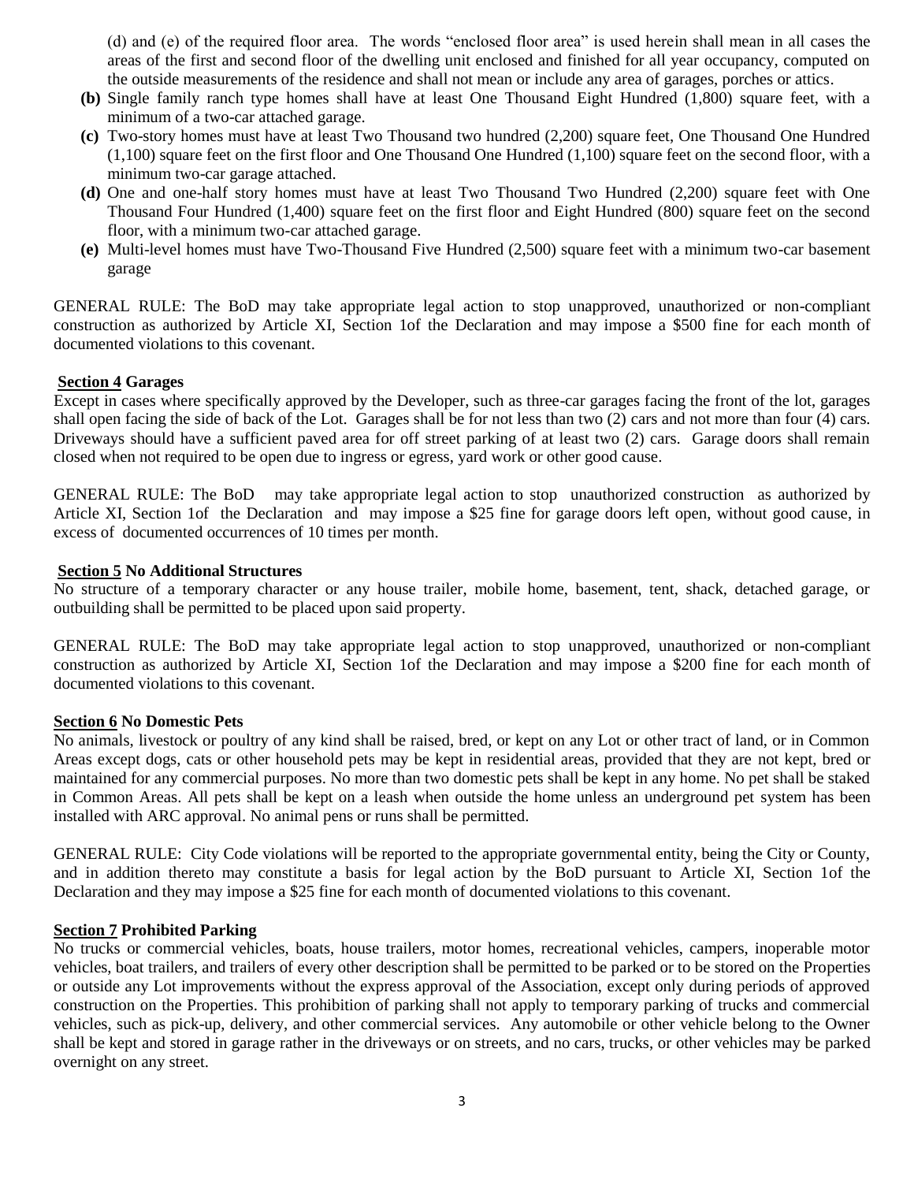(d) and (e) of the required floor area. The words "enclosed floor area" is used herein shall mean in all cases the areas of the first and second floor of the dwelling unit enclosed and finished for all year occupancy, computed on the outside measurements of the residence and shall not mean or include any area of garages, porches or attics.

- **(b)** Single family ranch type homes shall have at least One Thousand Eight Hundred (1,800) square feet, with a minimum of a two-car attached garage.
- **(c)** Two-story homes must have at least Two Thousand two hundred (2,200) square feet, One Thousand One Hundred (1,100) square feet on the first floor and One Thousand One Hundred (1,100) square feet on the second floor, with a minimum two-car garage attached.
- **(d)** One and one-half story homes must have at least Two Thousand Two Hundred (2,200) square feet with One Thousand Four Hundred (1,400) square feet on the first floor and Eight Hundred (800) square feet on the second floor, with a minimum two-car attached garage.
- **(e)** Multi-level homes must have Two-Thousand Five Hundred (2,500) square feet with a minimum two-car basement garage

GENERAL RULE: The BoD may take appropriate legal action to stop unapproved, unauthorized or non-compliant construction as authorized by Article XI, Section 1of the Declaration and may impose a $500 fine for each month of documented violations to this covenant.

**Section 4 Garages**

Except in cases where specifically approved by the Developer, such as three-car garages facing the front of the lot, garages shall open facing the side of back of the Lot. Garages shall be for not less than two (2) cars and not more than four (4) cars. Driveways should have a sufficient paved area for off street parking of at least two (2) cars. Garage doors shall remain closed when not required to be open due to ingress or egress, yard work or other good cause.

GENERAL RULE: The BoD may take appropriate legal action to stop unauthorized construction as authorized by Article XI, Section 1of the Declaration and may impose a $25 fine for garage doors left open, without good cause, in excess of documented occurrences of 10 times per month.

**Section 5 No Additional Structures**

No structure of a temporary character or any house trailer, mobile home, basement, tent, shack, detached garage, or outbuilding shall be permitted to be placed upon said property.

GENERAL RULE: The BoD may take appropriate legal action to stop unapproved, unauthorized or non-compliant construction as authorized by Article XI, Section 1of the Declaration and may impose a $200 fine for each month of documented violations to this covenant.

**Section 6 No Domestic Pets**

No animals, livestock or poultry of any kind shall be raised, bred, or kept on any Lot or other tract of land, or in Common Areas except dogs, cats or other household pets may be kept in residential areas, provided that they are not kept, bred or maintained for any commercial purposes. No more than two domestic pets shall be kept in any home. No pet shall be staked in Common Areas. All pets shall be kept on a leash when outside the home unless an underground pet system has been installed with ARC approval. No animal pens or runs shall be permitted.

GENERAL RULE: City Code violations will be reported to the appropriate governmental entity, being the City or County, and in addition thereto may constitute a basis for legal action by the BoD pursuant to Article XI, Section 1of the Declaration and they may impose a $25 fine for each month of documented violations to this covenant.

**Section 7 Prohibited Parking**

No trucks or commercial vehicles, boats, house trailers, motor homes, recreational vehicles, campers, inoperable motor vehicles, boat trailers, and trailers of every other description shall be permitted to be parked or to be stored on the Properties or outside any Lot improvements without the express approval of the Association, except only during periods of approved construction on the Properties. This prohibition of parking shall not apply to temporary parking of trucks and commercial vehicles, such as pick-up, delivery, and other commercial services. Any automobile or other vehicle belong to the Owner shall be kept and stored in garage rather in the driveways or on streets, and no cars, trucks, or other vehicles may be parked overnight on any street.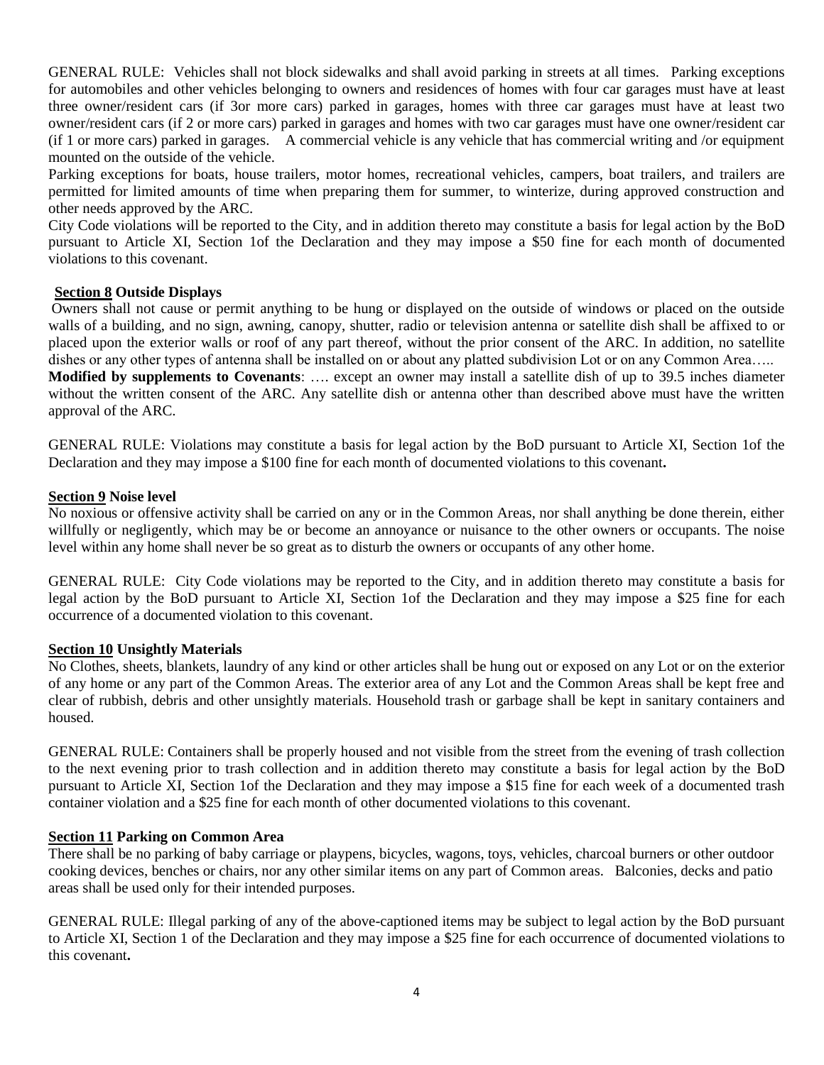GENERAL RULE: Vehicles shall not block sidewalks and shall avoid parking in streets at all times. Parking exceptions for automobiles and other vehicles belonging to owners and residences of homes with four car garages must have at least three owner/resident cars (if 3or more cars) parked in garages, homes with three car garages must have at least two owner/resident cars (if 2 or more cars) parked in garages and homes with two car garages must have one owner/resident car (if 1 or more cars) parked in garages. A commercial vehicle is any vehicle that has commercial writing and /or equipment mounted on the outside of the vehicle.

Parking exceptions for boats, house trailers, motor homes, recreational vehicles, campers, boat trailers, and trailers are permitted for limited amounts of time when preparing them for summer, to winterize, during approved construction and other needs approved by the ARC.

City Code violations will be reported to the City, and in addition thereto may constitute a basis for legal action by the BoD pursuant to Article XI, Section 1of the Declaration and they may impose a $50 fine for each month of documented violations to this covenant.

**Section 8 Outside Displays**

Owners shall not cause or permit anything to be hung or displayed on the outside of windows or placed on the outside walls of a building, and no sign, awning, canopy, shutter, radio or television antenna or satellite dish shall be affixed to or placed upon the exterior walls or roof of any part thereof, without the prior consent of the ARC. In addition, no satellite dishes or any other types of antenna shall be installed on or about any platted subdivision Lot or on any Common Area…..

**Modified by supplements to Covenants**: …. except an owner may install a satellite dish of up to 39.5 inches diameter without the written consent of the ARC. Any satellite dish or antenna other than described above must have the written approval of the ARC.

GENERAL RULE: Violations may constitute a basis for legal action by the BoD pursuant to Article XI, Section 1of the Declaration and they may impose a $100 fine for each month of documented violations to this covenant**.**

**Section 9 Noise level**

No noxious or offensive activity shall be carried on any or in the Common Areas, nor shall anything be done therein, either willfully or negligently, which may be or become an annoyance or nuisance to the other owners or occupants. The noise level within any home shall never be so great as to disturb the owners or occupants of any other home.

GENERAL RULE: City Code violations may be reported to the City, and in addition thereto may constitute a basis for legal action by the BoD pursuant to Article XI, Section 1of the Declaration and they may impose a $25 fine for each occurrence of a documented violation to this covenant.

**Section 10 Unsightly Materials**

No Clothes, sheets, blankets, laundry of any kind or other articles shall be hung out or exposed on any Lot or on the exterior of any home or any part of the Common Areas. The exterior area of any Lot and the Common Areas shall be kept free and clear of rubbish, debris and other unsightly materials. Household trash or garbage shall be kept in sanitary containers and housed.

GENERAL RULE: Containers shall be properly housed and not visible from the street from the evening of trash collection to the next evening prior to trash collection and in addition thereto may constitute a basis for legal action by the BoD pursuant to Article XI, Section 1of the Declaration and they may impose a $15 fine for each week of a documented trash container violation and a $25 fine for each month of other documented violations to this covenant.

**Section 11 Parking on Common Area**

There shall be no parking of baby carriage or playpens, bicycles, wagons, toys, vehicles, charcoal burners or other outdoor cooking devices, benches or chairs, nor any other similar items on any part of Common areas. Balconies, decks and patio areas shall be used only for their intended purposes.

GENERAL RULE: Illegal parking of any of the above-captioned items may be subject to legal action by the BoD pursuant to Article XI, Section 1 of the Declaration and they may impose a $25 fine for each occurrence of documented violations to this covenant**.**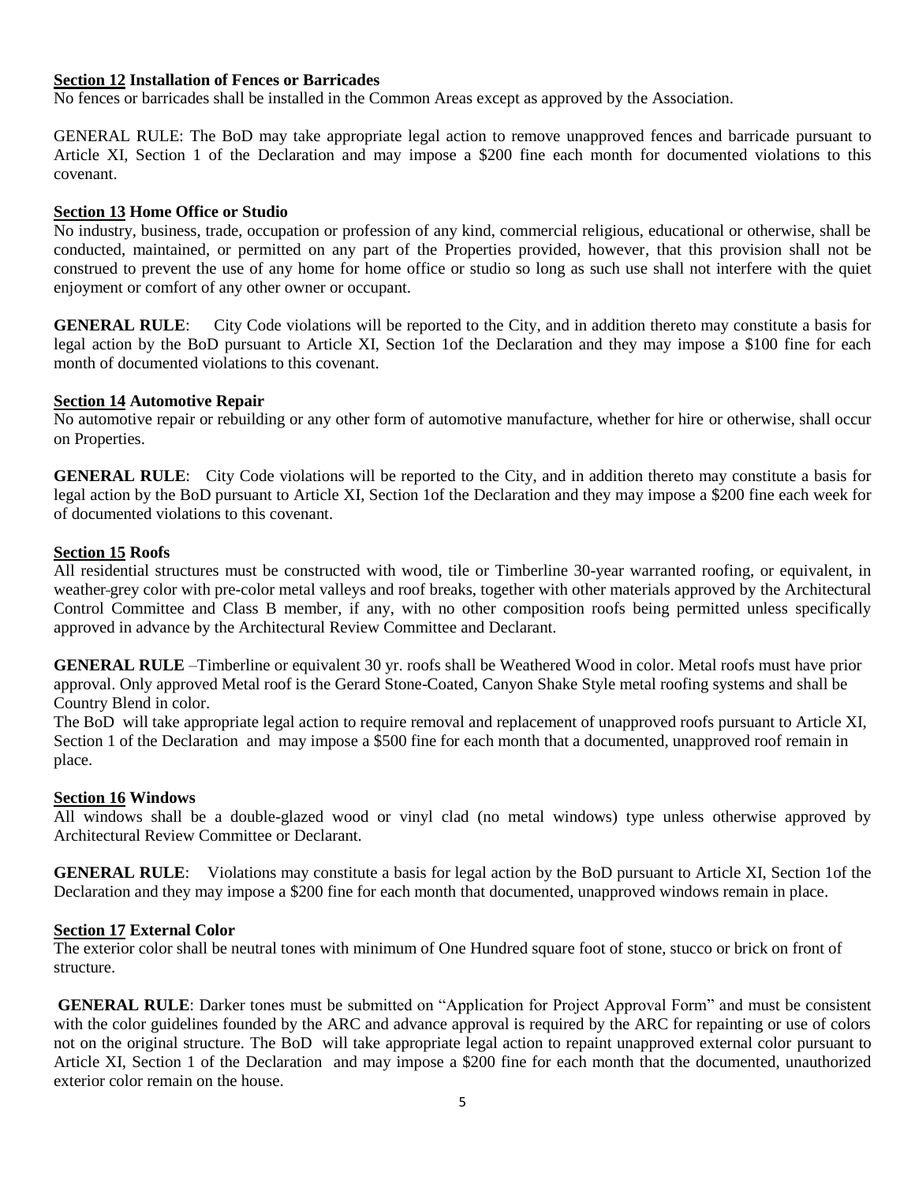**<u>Section 12</u> Installation of Fences or Barricades**

No fences or barricades shall be installed in the Common Areas except as approved by the Association.

GENERAL RULE: The BoD may take appropriate legal action to remove unapproved fences and barricade pursuant to Article XI, Section 1 of the Declaration and may impose a $200 fine each month for documented violations to this covenant.

**<u>Section 13</u> Home Office or Studio**

No industry, business, trade, occupation or profession of any kind, commercial religious, educational or otherwise, shall be conducted, maintained, or permitted on any part of the Properties provided, however, that this provision shall not be construed to prevent the use of any home for home office or studio so long as such use shall not interfere with the quiet enjoyment or comfort of any other owner or occupant.

**GENERAL RULE**: City Code violations will be reported to the City, and in addition thereto may constitute a basis for legal action by the BoD pursuant to Article XI, Section 1of the Declaration and they may impose a $100 fine for each month of documented violations to this covenant.

**<u>Section 14</u> Automotive Repair**

No automotive repair or rebuilding or any other form of automotive manufacture, whether for hire or otherwise, shall occur on Properties.

**GENERAL RULE**: City Code violations will be reported to the City, and in addition thereto may constitute a basis for legal action by the BoD pursuant to Article XI, Section 1of the Declaration and they may impose a $200 fine each week for of documented violations to this covenant.

**<u>Section 15</u> Roofs**

All residential structures must be constructed with wood, tile or Timberline 30-year warranted roofing, or equivalent, in weather-grey color with pre-color metal valleys and roof breaks, together with other materials approved by the Architectural Control Committee and Class B member, if any, with no other composition roofs being permitted unless specifically approved in advance by the Architectural Review Committee and Declarant.

**GENERAL RULE** –Timberline or equivalent 30 yr. roofs shall be Weathered Wood in color. Metal roofs must have prior approval. Only approved Metal roof is the Gerard Stone-Coated, Canyon Shake Style metal roofing systems and shall be Country Blend in color.

The BoD will take appropriate legal action to require removal and replacement of unapproved roofs pursuant to Article XI, Section 1 of the Declaration and may impose a $500 fine for each month that a documented, unapproved roof remain in place.

**<u>Section 16</u> Windows**

All windows shall be a double-glazed wood or vinyl clad (no metal windows) type unless otherwise approved by Architectural Review Committee or Declarant.

**GENERAL RULE**: Violations may constitute a basis for legal action by the BoD pursuant to Article XI, Section 1of the Declaration and they may impose a $200 fine for each month that documented, unapproved windows remain in place.

**<u>Section 17</u> External Color**

The exterior color shall be neutral tones with minimum of One Hundred square foot of stone, stucco or brick on front of structure.

**GENERAL RULE**: Darker tones must be submitted on "Application for Project Approval Form" and must be consistent with the color guidelines founded by the ARC and advance approval is required by the ARC for repainting or use of colors not on the original structure. The BoD will take appropriate legal action to repaint unapproved external color pursuant to Article XI, Section 1 of the Declaration and may impose a $200 fine for each month that the documented, unauthorized exterior color remain on the house.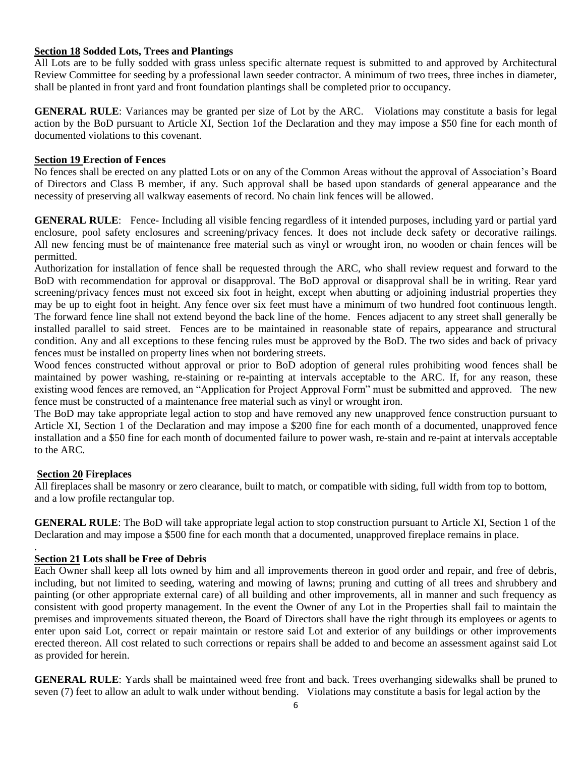**Section 18 Sodded Lots, Trees and Plantings**

All Lots are to be fully sodded with grass unless specific alternate request is submitted to and approved by Architectural Review Committee for seeding by a professional lawn seeder contractor. A minimum of two trees, three inches in diameter, shall be planted in front yard and front foundation plantings shall be completed prior to occupancy.

**GENERAL RULE**: Variances may be granted per size of Lot by the ARC. Violations may constitute a basis for legal action by the BoD pursuant to Article XI, Section 1of the Declaration and they may impose a $50 fine for each month of documented violations to this covenant.

**Section 19 Erection of Fences**

No fences shall be erected on any platted Lots or on any of the Common Areas without the approval of Association's Board of Directors and Class B member, if any. Such approval shall be based upon standards of general appearance and the necessity of preserving all walkway easements of record. No chain link fences will be allowed.

**GENERAL RULE**: Fence- Including all visible fencing regardless of it intended purposes, including yard or partial yard enclosure, pool safety enclosures and screening/privacy fences. It does not include deck safety or decorative railings. All new fencing must be of maintenance free material such as vinyl or wrought iron, no wooden or chain fences will be permitted.

Authorization for installation of fence shall be requested through the ARC, who shall review request and forward to the BoD with recommendation for approval or disapproval. The BoD approval or disapproval shall be in writing. Rear yard screening/privacy fences must not exceed six foot in height, except when abutting or adjoining industrial properties they may be up to eight foot in height. Any fence over six feet must have a minimum of two hundred foot continuous length. The forward fence line shall not extend beyond the back line of the home. Fences adjacent to any street shall generally be installed parallel to said street. Fences are to be maintained in reasonable state of repairs, appearance and structural condition. Any and all exceptions to these fencing rules must be approved by the BoD. The two sides and back of privacy fences must be installed on property lines when not bordering streets.

Wood fences constructed without approval or prior to BoD adoption of general rules prohibiting wood fences shall be maintained by power washing, re-staining or re-painting at intervals acceptable to the ARC. If, for any reason, these existing wood fences are removed, an "Application for Project Approval Form" must be submitted and approved. The new fence must be constructed of a maintenance free material such as vinyl or wrought iron.

The BoD may take appropriate legal action to stop and have removed any new unapproved fence construction pursuant to Article XI, Section 1 of the Declaration and may impose a $200 fine for each month of a documented, unapproved fence installation and a $50 fine for each month of documented failure to power wash, re-stain and re-paint at intervals acceptable to the ARC.

**Section 20 Fireplaces**

All fireplaces shall be masonry or zero clearance, built to match, or compatible with siding, full width from top to bottom, and a low profile rectangular top.

**GENERAL RULE**: The BoD will take appropriate legal action to stop construction pursuant to Article XI, Section 1 of the Declaration and may impose a $500 fine for each month that a documented, unapproved fireplace remains in place.

**Section 21 Lots shall be Free of Debris**

Each Owner shall keep all lots owned by him and all improvements thereon in good order and repair, and free of debris, including, but not limited to seeding, watering and mowing of lawns; pruning and cutting of all trees and shrubbery and painting (or other appropriate external care) of all building and other improvements, all in manner and such frequency as consistent with good property management. In the event the Owner of any Lot in the Properties shall fail to maintain the premises and improvements situated thereon, the Board of Directors shall have the right through its employees or agents to enter upon said Lot, correct or repair maintain or restore said Lot and exterior of any buildings or other improvements erected thereon. All cost related to such corrections or repairs shall be added to and become an assessment against said Lot as provided for herein.

**GENERAL RULE**: Yards shall be maintained weed free front and back. Trees overhanging sidewalks shall be pruned to seven (7) feet to allow an adult to walk under without bending. Violations may constitute a basis for legal action by the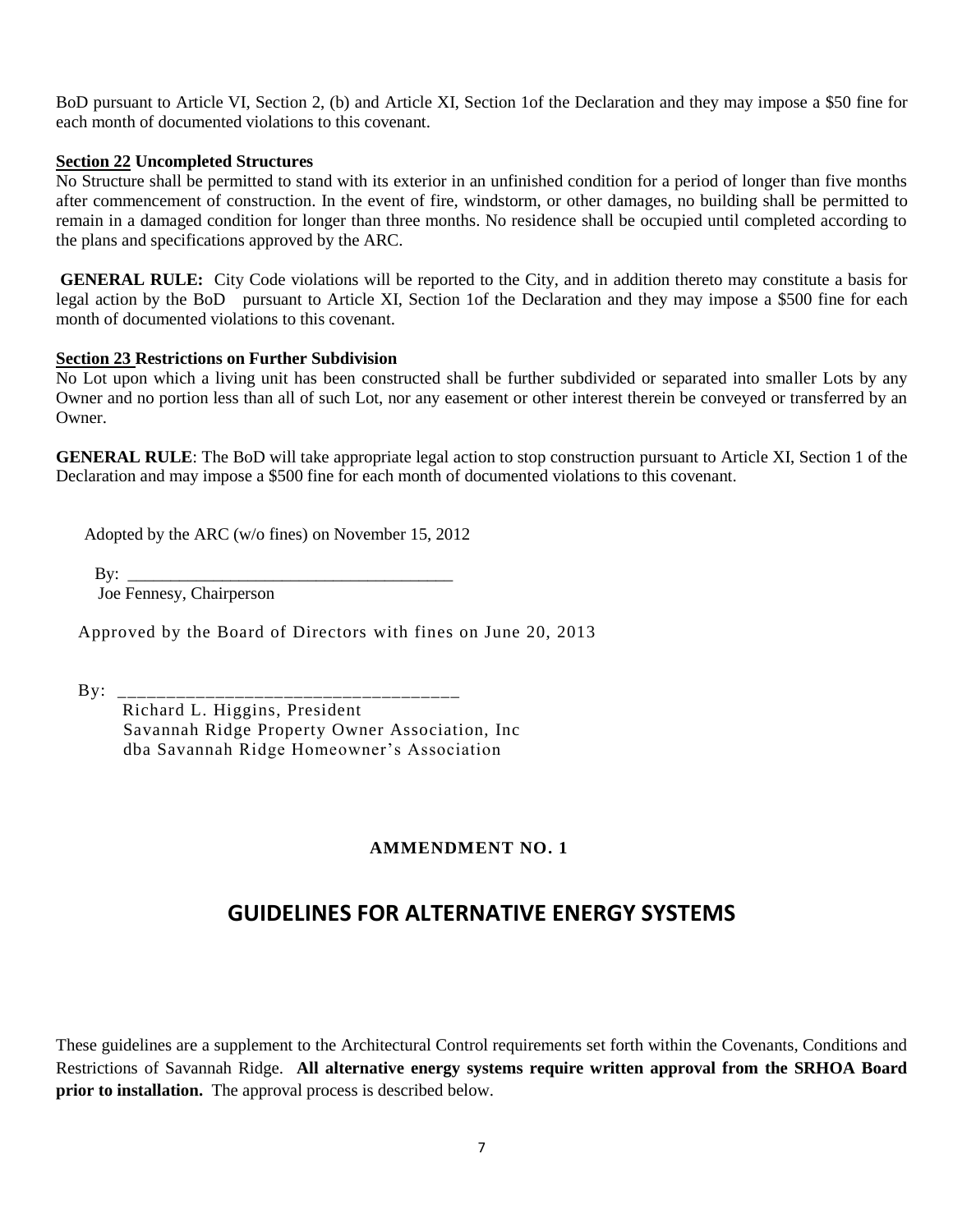BoD pursuant to Article VI, Section 2, (b) and Article XI, Section 1of the Declaration and they may impose a $50 fine for each month of documented violations to this covenant.

**Section 22 Uncompleted Structures**

No Structure shall be permitted to stand with its exterior in an unfinished condition for a period of longer than five months after commencement of construction. In the event of fire, windstorm, or other damages, no building shall be permitted to remain in a damaged condition for longer than three months. No residence shall be occupied until completed according to the plans and specifications approved by the ARC.

**GENERAL RULE:** City Code violations will be reported to the City, and in addition thereto may constitute a basis for legal action by the BoD pursuant to Article XI, Section 1of the Declaration and they may impose a $500 fine for each month of documented violations to this covenant.

**Section 23 Restrictions on Further Subdivision**

No Lot upon which a living unit has been constructed shall be further subdivided or separated into smaller Lots by any Owner and no portion less than all of such Lot, nor any easement or other interest therein be conveyed or transferred by an Owner.

**GENERAL RULE**: The BoD will take appropriate legal action to stop construction pursuant to Article XI, Section 1 of the Declaration and may impose a $500 fine for each month of documented violations to this covenant.

Adopted by the ARC (w/o fines) on November 15, 2012

By: ______________________________________
Joe Fennesy, Chairperson

Approved by the Board of Directors with fines on June 20, 2013

By: ___________________________________
Richard L. Higgins, President
Savannah Ridge Property Owner Association, Inc
dba Savannah Ridge Homeowner's Association

**AMMENDMENT NO. 1**

## GUIDELINES FOR ALTERNATIVE ENERGY SYSTEMS

These guidelines are a supplement to the Architectural Control requirements set forth within the Covenants, Conditions and Restrictions of Savannah Ridge. **All alternative energy systems require written approval from the SRHOA Board prior to installation.** The approval process is described below.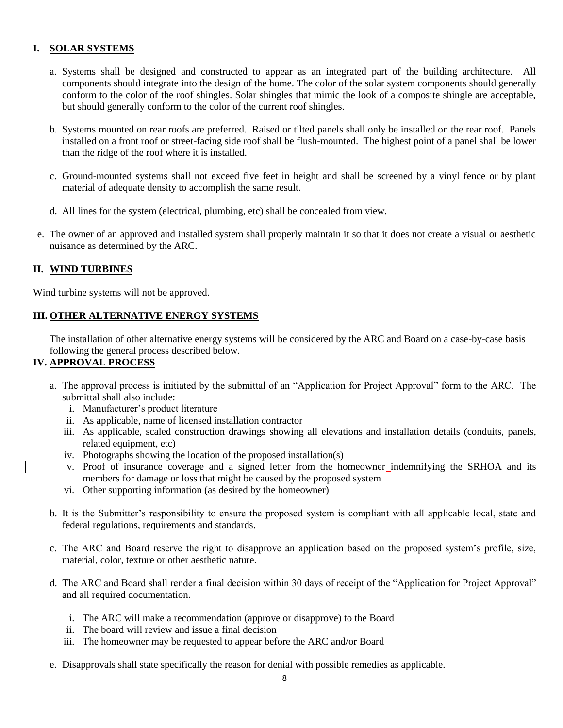## I. SOLAR SYSTEMS

a. Systems shall be designed and constructed to appear as an integrated part of the building architecture. All components should integrate into the design of the home. The color of the solar system components should generally conform to the color of the roof shingles. Solar shingles that mimic the look of a composite shingle are acceptable, but should generally conform to the color of the current roof shingles.

b. Systems mounted on rear roofs are preferred. Raised or tilted panels shall only be installed on the rear roof. Panels installed on a front roof or street-facing side roof shall be flush-mounted. The highest point of a panel shall be lower than the ridge of the roof where it is installed.

c. Ground-mounted systems shall not exceed five feet in height and shall be screened by a vinyl fence or by plant material of adequate density to accomplish the same result.

d. All lines for the system (electrical, plumbing, etc) shall be concealed from view.

e. The owner of an approved and installed system shall properly maintain it so that it does not create a visual or aesthetic nuisance as determined by the ARC.

## II. WIND TURBINES

Wind turbine systems will not be approved.

## III. OTHER ALTERNATIVE ENERGY SYSTEMS

The installation of other alternative energy systems will be considered by the ARC and Board on a case-by-case basis following the general process described below.

## IV. APPROVAL PROCESS

a. The approval process is initiated by the submittal of an "Application for Project Approval" form to the ARC. The submittal shall also include:
   i. Manufacturer's product literature
   ii. As applicable, name of licensed installation contractor
   iii. As applicable, scaled construction drawings showing all elevations and installation details (conduits, panels, related equipment, etc)
   iv. Photographs showing the location of the proposed installation(s)
   v. Proof of insurance coverage and a signed letter from the homeowner indemnifying the SRHOA and its members for damage or loss that might be caused by the proposed system
   vi. Other supporting information (as desired by the homeowner)

b. It is the Submitter's responsibility to ensure the proposed system is compliant with all applicable local, state and federal regulations, requirements and standards.

c. The ARC and Board reserve the right to disapprove an application based on the proposed system's profile, size, material, color, texture or other aesthetic nature.

d. The ARC and Board shall render a final decision within 30 days of receipt of the "Application for Project Approval" and all required documentation.

   i. The ARC will make a recommendation (approve or disapprove) to the Board
   ii. The board will review and issue a final decision
   iii. The homeowner may be requested to appear before the ARC and/or Board

e. Disapprovals shall state specifically the reason for denial with possible remedies as applicable.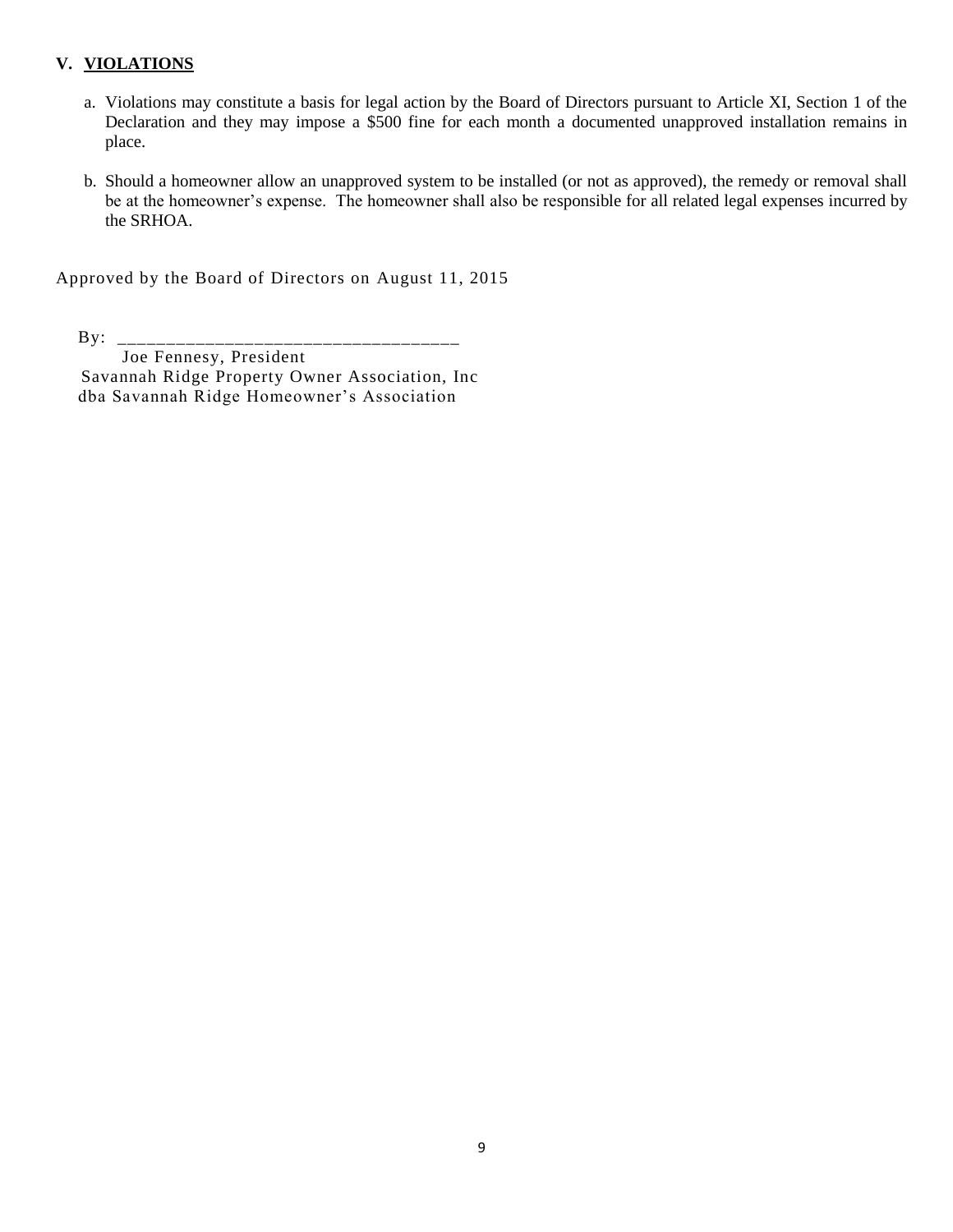## V. VIOLATIONS

a. Violations may constitute a basis for legal action by the Board of Directors pursuant to Article XI, Section 1 of the Declaration and they may impose a $500 fine for each month a documented unapproved installation remains in place.

b. Should a homeowner allow an unapproved system to be installed (or not as approved), the remedy or removal shall be at the homeowner's expense. The homeowner shall also be responsible for all related legal expenses incurred by the SRHOA.

Approved by the Board of Directors on August 11, 2015

By: ___________________________________

Joe Fennesy, President
Savannah Ridge Property Owner Association, Inc
dba Savannah Ridge Homeowner's Association